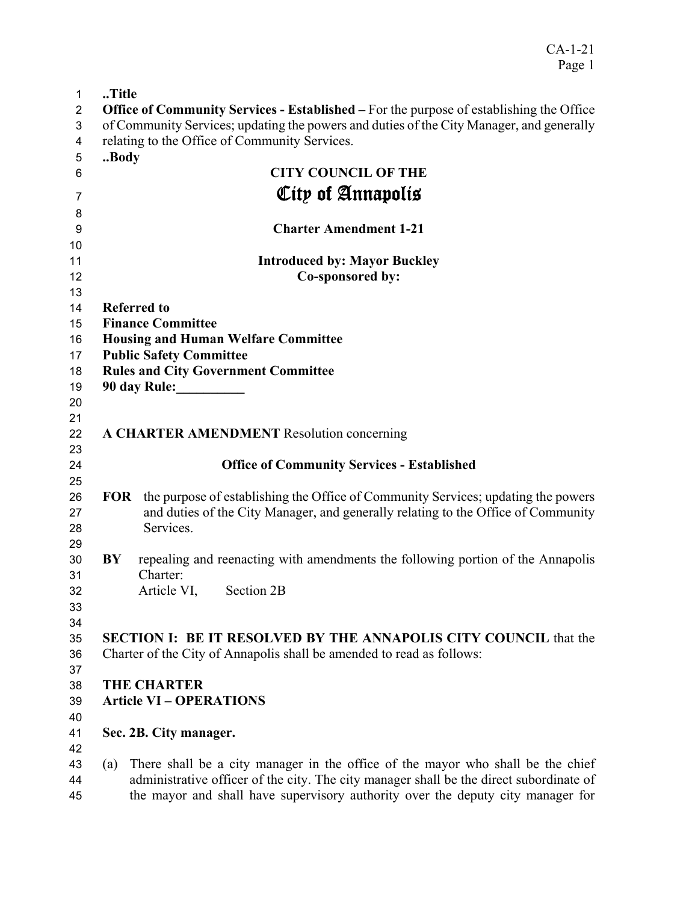..Title

**Office of Community Services - Established –** For the purpose of establishing the Office of Community Services; updating the powers and duties of the City Manager, and generally relating to the Office of Community Services.

..Body

**CITY COUNCIL OF THE**

# City of Annapolis

**Charter Amendment 1-21**

**Introduced by: Mayor Buckley**

**Co-sponsored by:**

**Referred to**
**Finance Committee**
**Housing and Human Welfare Committee**
**Public Safety Committee**
**Rules and City Government Committee**
**90 day Rule:__________**

**A CHARTER AMENDMENT** Resolution concerning

**Office of Community Services - Established**

**FOR** the purpose of establishing the Office of Community Services; updating the powers and duties of the City Manager, and generally relating to the Office of Community Services.

**BY** repealing and reenacting with amendments the following portion of the Annapolis Charter:
Article VI, Section 2B

**SECTION I: BE IT RESOLVED BY THE ANNAPOLIS CITY COUNCIL** that the Charter of the City of Annapolis shall be amended to read as follows:

**THE CHARTER**
**Article VI – OPERATIONS**

**Sec. 2B. City manager.**

(a) There shall be a city manager in the office of the mayor who shall be the chief administrative officer of the city. The city manager shall be the direct subordinate of the mayor and shall have supervisory authority over the deputy city manager for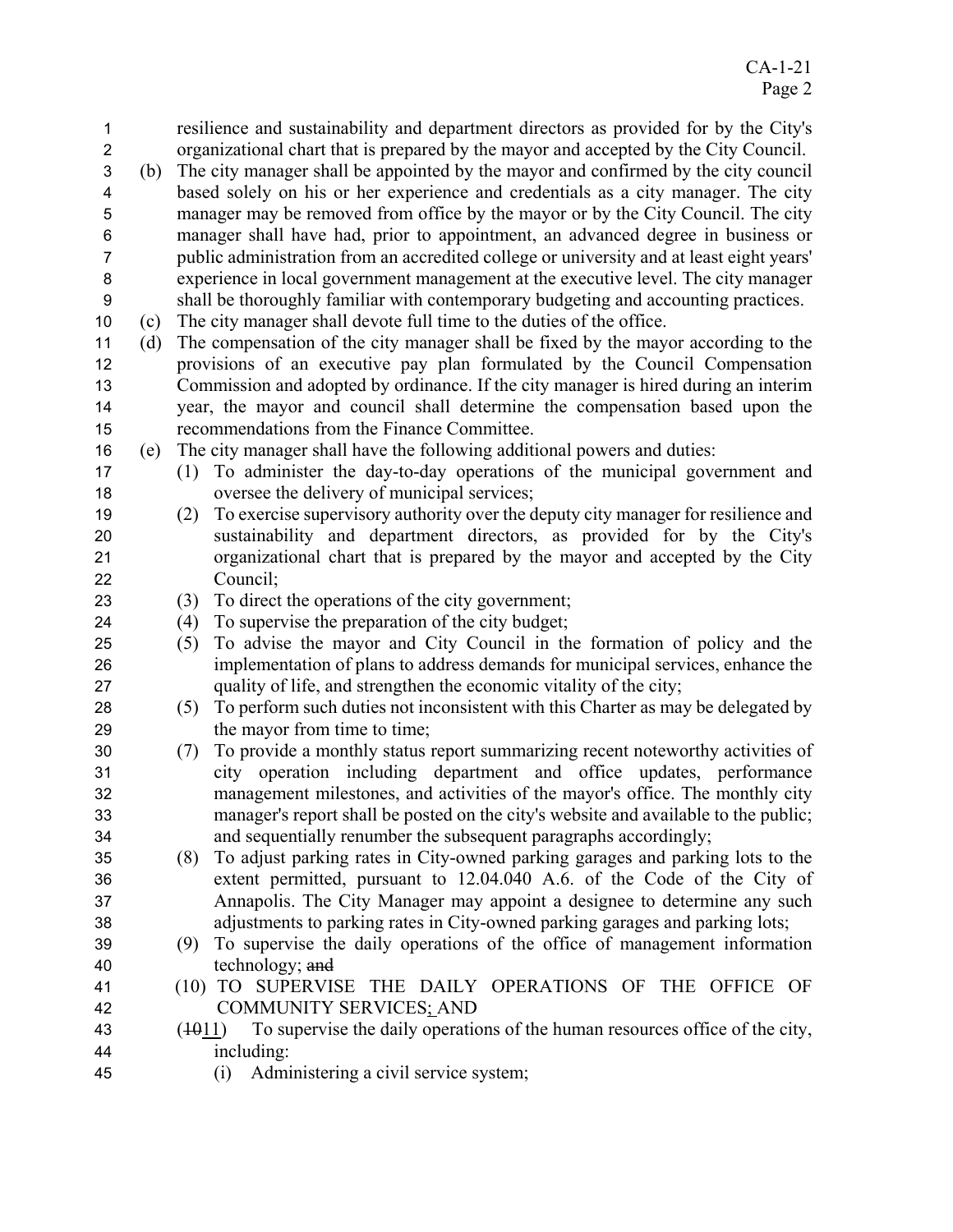resilience and sustainability and department directors as provided for by the City's organizational chart that is prepared by the mayor and accepted by the City Council.

(b) The city manager shall be appointed by the mayor and confirmed by the city council based solely on his or her experience and credentials as a city manager. The city manager may be removed from office by the mayor or by the City Council. The city manager shall have had, prior to appointment, an advanced degree in business or public administration from an accredited college or university and at least eight years' experience in local government management at the executive level. The city manager shall be thoroughly familiar with contemporary budgeting and accounting practices.

(c) The city manager shall devote full time to the duties of the office.

(d) The compensation of the city manager shall be fixed by the mayor according to the provisions of an executive pay plan formulated by the Council Compensation Commission and adopted by ordinance. If the city manager is hired during an interim year, the mayor and council shall determine the compensation based upon the recommendations from the Finance Committee.

(e) The city manager shall have the following additional powers and duties:

(1) To administer the day-to-day operations of the municipal government and oversee the delivery of municipal services;

(2) To exercise supervisory authority over the deputy city manager for resilience and sustainability and department directors, as provided for by the City's organizational chart that is prepared by the mayor and accepted by the City Council;

(3) To direct the operations of the city government;

(4) To supervise the preparation of the city budget;

(5) To advise the mayor and City Council in the formation of policy and the implementation of plans to address demands for municipal services, enhance the quality of life, and strengthen the economic vitality of the city;

(5) To perform such duties not inconsistent with this Charter as may be delegated by the mayor from time to time;

(7) To provide a monthly status report summarizing recent noteworthy activities of city operation including department and office updates, performance management milestones, and activities of the mayor's office. The monthly city manager's report shall be posted on the city's website and available to the public; and sequentially renumber the subsequent paragraphs accordingly;

(8) To adjust parking rates in City-owned parking garages and parking lots to the extent permitted, pursuant to 12.04.040 A.6. of the Code of the City of Annapolis. The City Manager may appoint a designee to determine any such adjustments to parking rates in City-owned parking garages and parking lots;

(9) To supervise the daily operations of the office of management information technology; ~~and~~

(10) TO SUPERVISE THE DAILY OPERATIONS OF THE OFFICE OF COMMUNITY SERVICES; AND

(~~10~~11) To supervise the daily operations of the human resources office of the city, including:

(i) Administering a civil service system;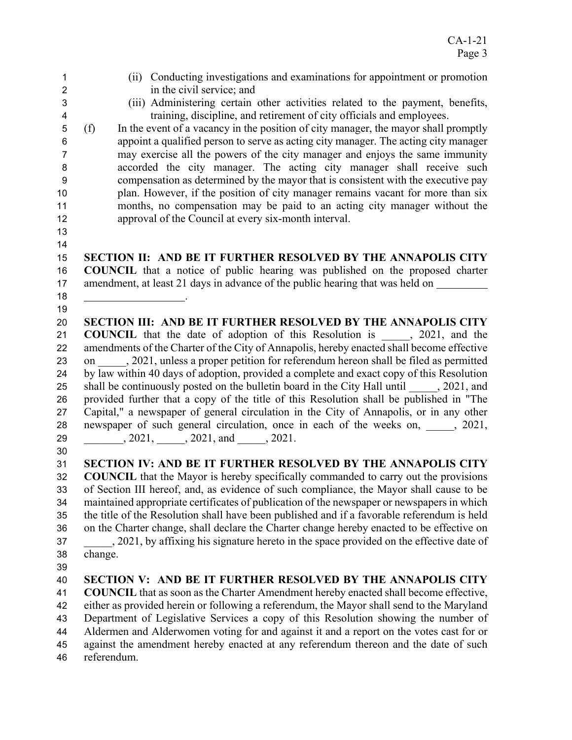(ii) Conducting investigations and examinations for appointment or promotion in the civil service; and

(iii) Administering certain other activities related to the payment, benefits, training, discipline, and retirement of city officials and employees.

(f) In the event of a vacancy in the position of city manager, the mayor shall promptly appoint a qualified person to serve as acting city manager. The acting city manager may exercise all the powers of the city manager and enjoys the same immunity accorded the city manager. The acting city manager shall receive such compensation as determined by the mayor that is consistent with the executive pay plan. However, if the position of city manager remains vacant for more than six months, no compensation may be paid to an acting city manager without the approval of the Council at every six-month interval.

**SECTION II: AND BE IT FURTHER RESOLVED BY THE ANNAPOLIS CITY COUNCIL** that a notice of public hearing was published on the proposed charter amendment, at least 21 days in advance of the public hearing that was held on ___________________________.

**SECTION III: AND BE IT FURTHER RESOLVED BY THE ANNAPOLIS CITY COUNCIL** that the date of adoption of this Resolution is _____, 2021, and the amendments of the Charter of the City of Annapolis, hereby enacted shall become effective on _____, 2021, unless a proper petition for referendum hereon shall be filed as permitted by law within 40 days of adoption, provided a complete and exact copy of this Resolution shall be continuously posted on the bulletin board in the City Hall until _____, 2021, and provided further that a copy of the title of this Resolution shall be published in "The Capital," a newspaper of general circulation in the City of Annapolis, or in any other newspaper of such general circulation, once in each of the weeks on, _____, 2021, _______, 2021, _____, 2021, and _____, 2021.

**SECTION IV: AND BE IT FURTHER RESOLVED BY THE ANNAPOLIS CITY COUNCIL** that the Mayor is hereby specifically commanded to carry out the provisions of Section III hereof, and, as evidence of such compliance, the Mayor shall cause to be maintained appropriate certificates of publication of the newspaper or newspapers in which the title of the Resolution shall have been published and if a favorable referendum is held on the Charter change, shall declare the Charter change hereby enacted to be effective on _____, 2021, by affixing his signature hereto in the space provided on the effective date of change.

**SECTION V: AND BE IT FURTHER RESOLVED BY THE ANNAPOLIS CITY COUNCIL** that as soon as the Charter Amendment hereby enacted shall become effective, either as provided herein or following a referendum, the Mayor shall send to the Maryland Department of Legislative Services a copy of this Resolution showing the number of Aldermen and Alderwomen voting for and against it and a report on the votes cast for or against the amendment hereby enacted at any referendum thereon and the date of such referendum.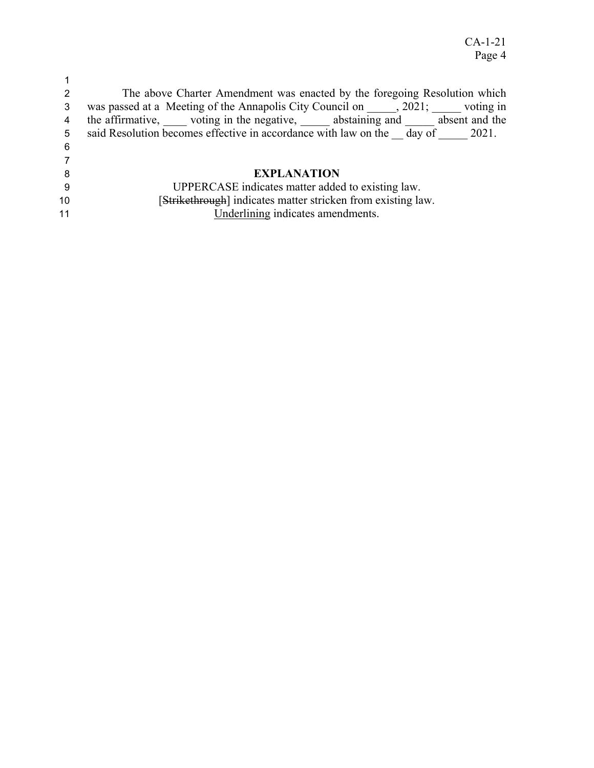The above Charter Amendment was enacted by the foregoing Resolution which was passed at a Meeting of the Annapolis City Council on _____, 2021; _____ voting in the affirmative, ____ voting in the negative, _____ abstaining and _____ absent and the said Resolution becomes effective in accordance with law on the __ day of _____ 2021.

**EXPLANATION**

UPPERCASE indicates matter added to existing law.
[~~Strikethrough~~] indicates matter stricken from existing law.
<u>Underlining</u> indicates amendments.